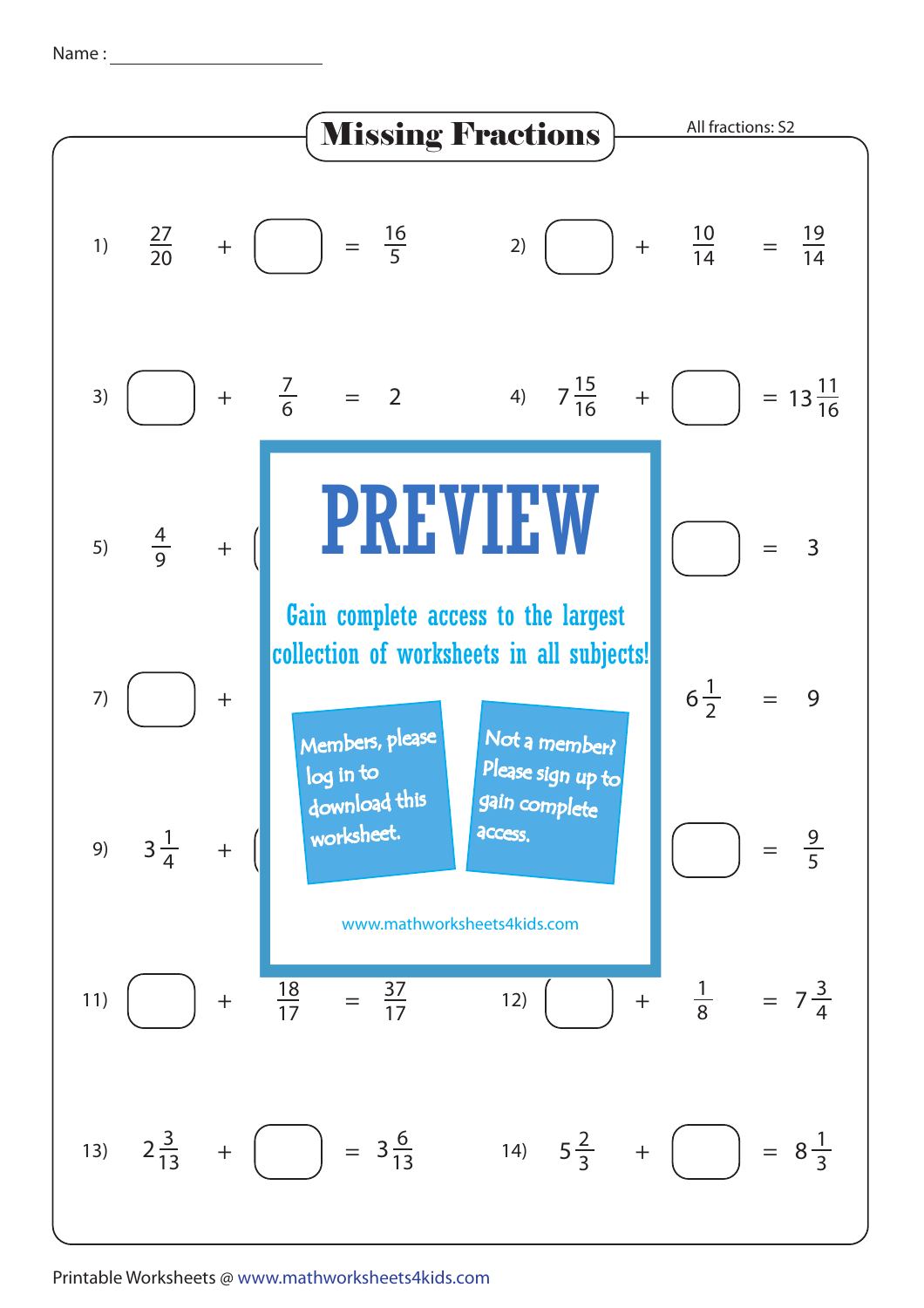Name : ____________________

# Missing Fractions

All fractions: S2

1) $\frac{27}{20} + \square = \frac{16}{5}$

2) $\square + \frac{10}{14} = \frac{19}{14}$

3) $\square + \frac{7}{6} = 2$

4) $7\frac{15}{16} + \square = 13\frac{11}{16}$

5) $\frac{4}{9} + \square$ ... $\square = 3$

7) $\square +$ ... $6\frac{1}{2} = 9$

9) $3\frac{1}{4} +$ ... $\square = \frac{9}{5}$

PREVIEW

Gain complete access to the largest collection of worksheets in all subjects!

Members, please log in to download this worksheet.

Not a member? Please sign up to gain complete access.

www.mathworksheets4kids.com

11) $\square + \frac{18}{17} = \frac{37}{17}$

12) $\square + \frac{1}{8} = 7\frac{3}{4}$

13) $2\frac{3}{13} + \square = 3\frac{6}{13}$

14) $5\frac{2}{3} + \square = 8\frac{1}{3}$

Printable Worksheets @ www.mathworksheets4kids.com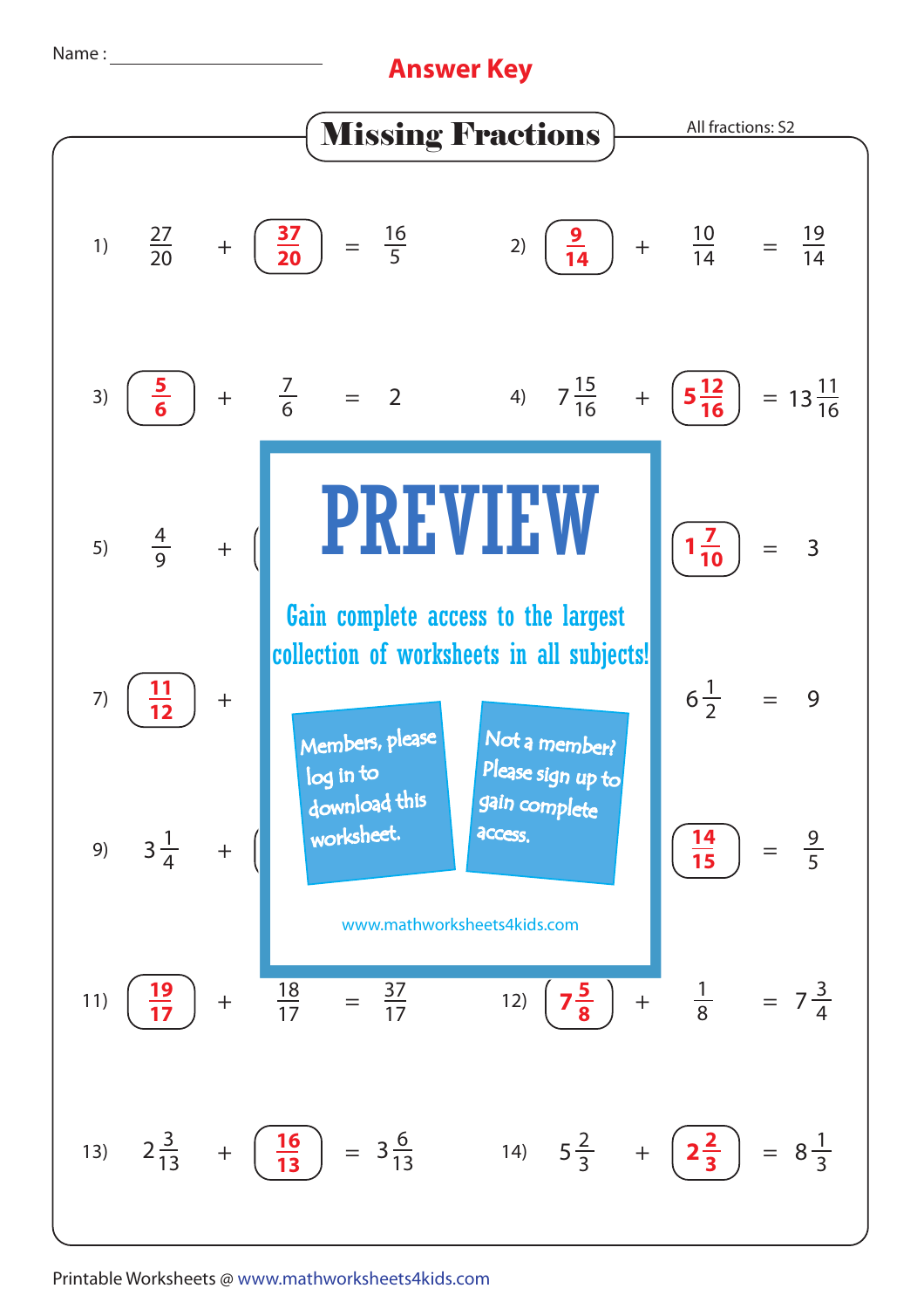Name : ____________________

**Answer Key**

# Missing Fractions

All fractions: S2

1) $\frac{27}{20}$ + **$\frac{37}{20}$** = $\frac{16}{5}$

2) **$\frac{9}{14}$** + $\frac{10}{14}$ = $\frac{19}{14}$

3) **$\frac{5}{6}$** + $\frac{7}{6}$ = 2

4) $7\frac{15}{16}$ + **$5\frac{12}{16}$** = $13\frac{11}{16}$

5) $\frac{4}{9}$ + ... **$1\frac{7}{10}$** = 3

7) **$\frac{11}{12}$** + ... $6\frac{1}{2}$ = 9

9) $3\frac{1}{4}$ + ... **$\frac{14}{15}$** = $\frac{9}{5}$

PREVIEW

Gain complete access to the largest collection of worksheets in all subjects!

Members, please log in to download this worksheet.

Not a member? Please sign up to gain complete access.

www.mathworksheets4kids.com

11) **$\frac{19}{17}$** + $\frac{18}{17}$ = $\frac{37}{17}$

12) **$7\frac{5}{8}$** + $\frac{1}{8}$ = $7\frac{3}{4}$

13) $2\frac{3}{13}$ + **$\frac{16}{13}$** = $3\frac{6}{13}$

14) $5\frac{2}{3}$ + **$2\frac{2}{3}$** = $8\frac{1}{3}$

Printable Worksheets @ www.mathworksheets4kids.com